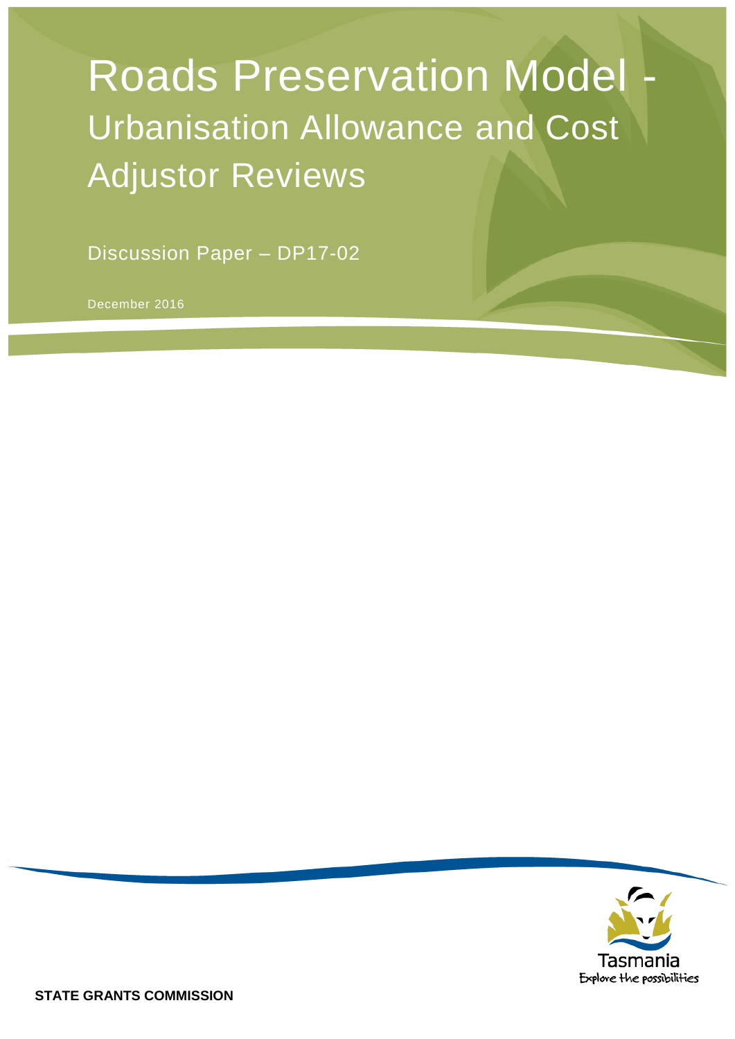# Roads Preservation Model - Urbanisation Allowance and Cost Adjustor Reviews

Discussion Paper – DP17-02

December 2016

Tasmania
Explore the possibilities

**STATE GRANTS COMMISSION**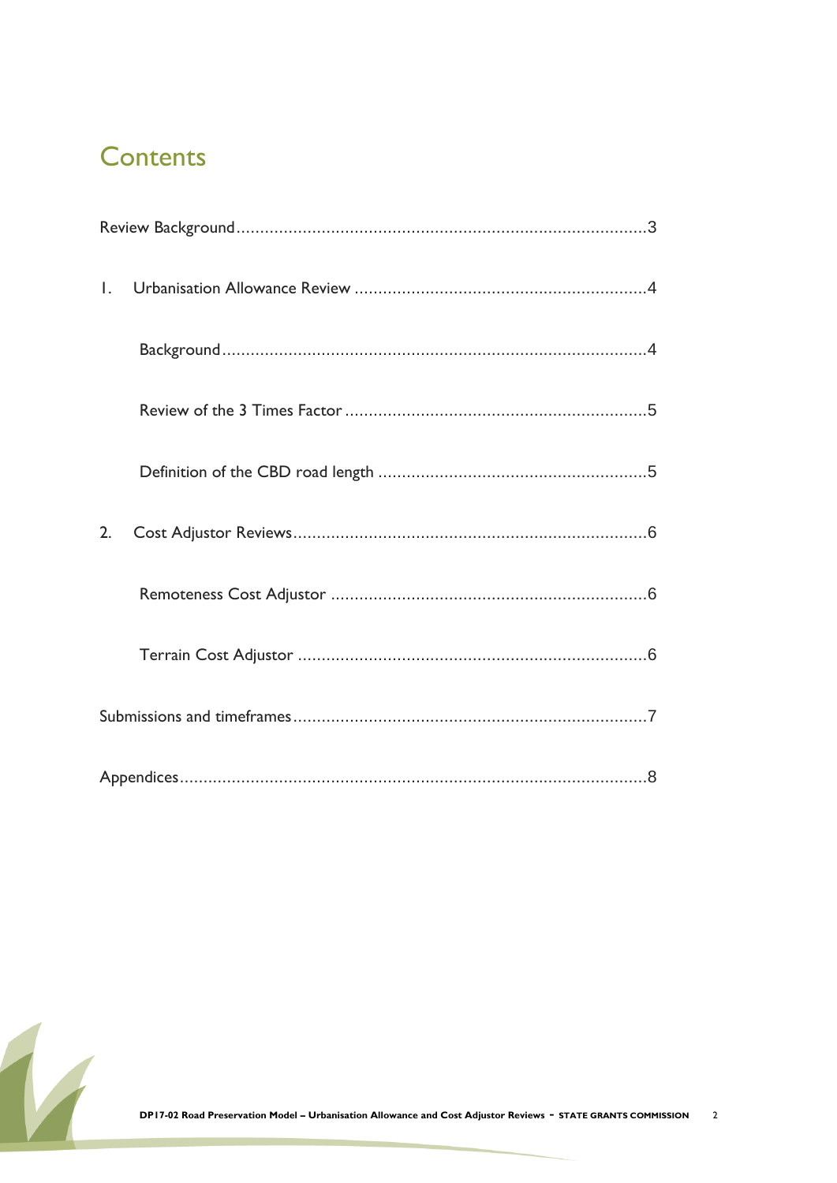# Contents

Review Background......................................................................................3

1. Urbanisation Allowance Review .............................................................4

   Background.........................................................................................4

   Review of the 3 Times Factor ...............................................................5

   Definition of the CBD road length ........................................................5

2. Cost Adjustor Reviews..........................................................................6

   Remoteness Cost Adjustor ..................................................................6

   Terrain Cost Adjustor .........................................................................6

Submissions and timeframes..........................................................................7

Appendices..................................................................................................8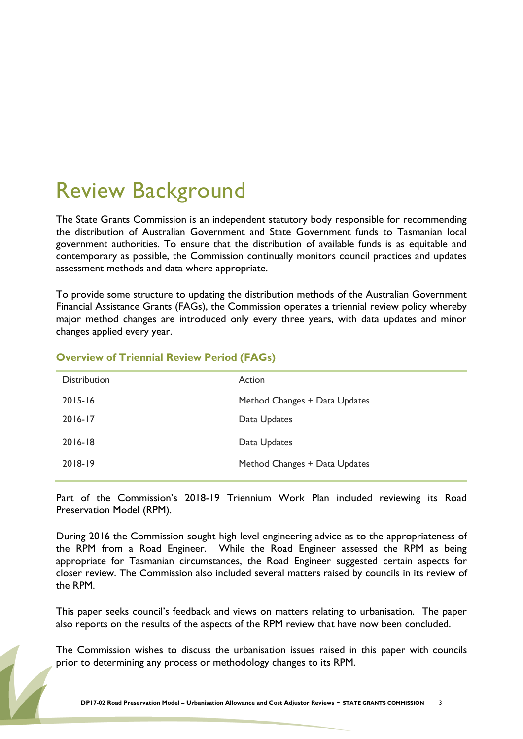# Review Background

The State Grants Commission is an independent statutory body responsible for recommending the distribution of Australian Government and State Government funds to Tasmanian local government authorities. To ensure that the distribution of available funds is as equitable and contemporary as possible, the Commission continually monitors council practices and updates assessment methods and data where appropriate.

To provide some structure to updating the distribution methods of the Australian Government Financial Assistance Grants (FAGs), the Commission operates a triennial review policy whereby major method changes are introduced only every three years, with data updates and minor changes applied every year.

### Overview of Triennial Review Period (FAGs)

| Distribution | Action |
|---|---|
| 2015-16 | Method Changes + Data Updates |
| 2016-17 | Data Updates |
| 2016-18 | Data Updates |
| 2018-19 | Method Changes + Data Updates |

Part of the Commission's 2018-19 Triennium Work Plan included reviewing its Road Preservation Model (RPM).

During 2016 the Commission sought high level engineering advice as to the appropriateness of the RPM from a Road Engineer. While the Road Engineer assessed the RPM as being appropriate for Tasmanian circumstances, the Road Engineer suggested certain aspects for closer review. The Commission also included several matters raised by councils in its review of the RPM.

This paper seeks council's feedback and views on matters relating to urbanisation. The paper also reports on the results of the aspects of the RPM review that have now been concluded.

The Commission wishes to discuss the urbanisation issues raised in this paper with councils prior to determining any process or methodology changes to its RPM.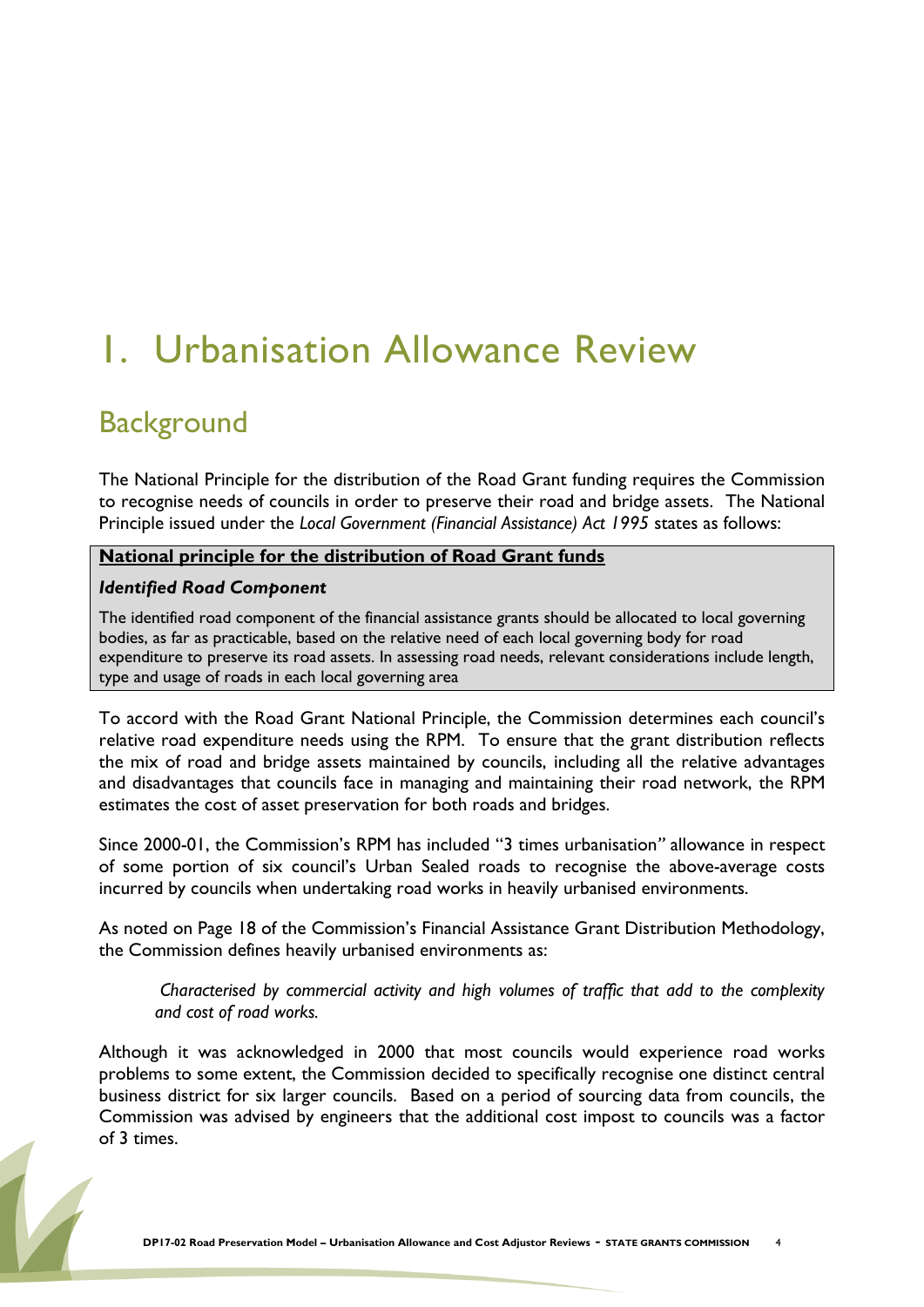# 1. Urbanisation Allowance Review

## Background

The National Principle for the distribution of the Road Grant funding requires the Commission to recognise needs of councils in order to preserve their road and bridge assets. The National Principle issued under the *Local Government (Financial Assistance) Act 1995* states as follows:

> **National principle for the distribution of Road Grant funds**
>
> ***Identified Road Component***
>
> The identified road component of the financial assistance grants should be allocated to local governing bodies, as far as practicable, based on the relative need of each local governing body for road expenditure to preserve its road assets. In assessing road needs, relevant considerations include length, type and usage of roads in each local governing area

To accord with the Road Grant National Principle, the Commission determines each council's relative road expenditure needs using the RPM. To ensure that the grant distribution reflects the mix of road and bridge assets maintained by councils, including all the relative advantages and disadvantages that councils face in managing and maintaining their road network, the RPM estimates the cost of asset preservation for both roads and bridges.

Since 2000-01, the Commission's RPM has included "3 times urbanisation" allowance in respect of some portion of six council's Urban Sealed roads to recognise the above-average costs incurred by councils when undertaking road works in heavily urbanised environments.

As noted on Page 18 of the Commission's Financial Assistance Grant Distribution Methodology, the Commission defines heavily urbanised environments as:

> *Characterised by commercial activity and high volumes of traffic that add to the complexity and cost of road works.*

Although it was acknowledged in 2000 that most councils would experience road works problems to some extent, the Commission decided to specifically recognise one distinct central business district for six larger councils. Based on a period of sourcing data from councils, the Commission was advised by engineers that the additional cost impost to councils was a factor of 3 times.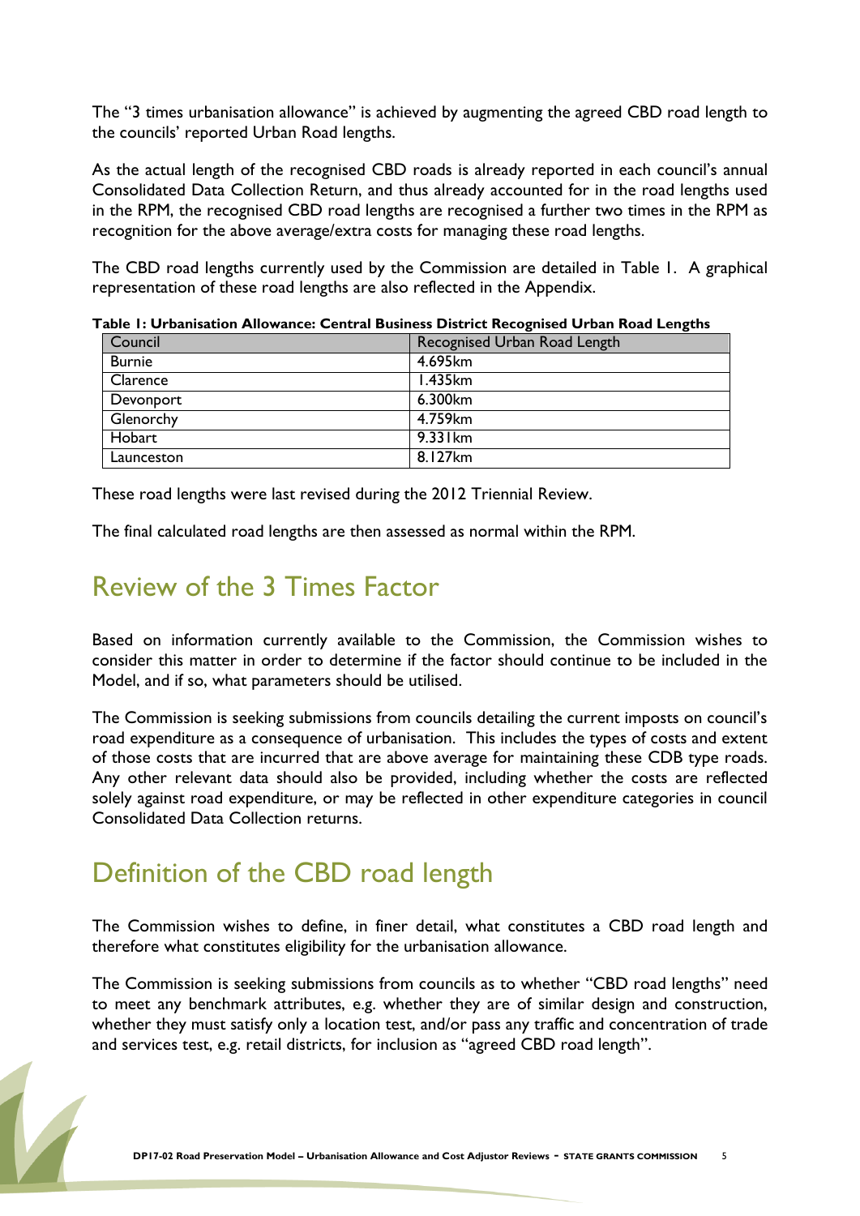The “3 times urbanisation allowance” is achieved by augmenting the agreed CBD road length to the councils’ reported Urban Road lengths.

As the actual length of the recognised CBD roads is already reported in each council’s annual Consolidated Data Collection Return, and thus already accounted for in the road lengths used in the RPM, the recognised CBD road lengths are recognised a further two times in the RPM as recognition for the above average/extra costs for managing these road lengths.

The CBD road lengths currently used by the Commission are detailed in Table 1. A graphical representation of these road lengths are also reflected in the Appendix.

**Table 1: Urbanisation Allowance: Central Business District Recognised Urban Road Lengths**

| Council | Recognised Urban Road Length |
|---|---|
| Burnie | 4.695km |
| Clarence | 1.435km |
| Devonport | 6.300km |
| Glenorchy | 4.759km |
| Hobart | 9.331km |
| Launceston | 8.127km |

These road lengths were last revised during the 2012 Triennial Review.

The final calculated road lengths are then assessed as normal within the RPM.

## Review of the 3 Times Factor

Based on information currently available to the Commission, the Commission wishes to consider this matter in order to determine if the factor should continue to be included in the Model, and if so, what parameters should be utilised.

The Commission is seeking submissions from councils detailing the current imposts on council’s road expenditure as a consequence of urbanisation. This includes the types of costs and extent of those costs that are incurred that are above average for maintaining these CDB type roads. Any other relevant data should also be provided, including whether the costs are reflected solely against road expenditure, or may be reflected in other expenditure categories in council Consolidated Data Collection returns.

## Definition of the CBD road length

The Commission wishes to define, in finer detail, what constitutes a CBD road length and therefore what constitutes eligibility for the urbanisation allowance.

The Commission is seeking submissions from councils as to whether “CBD road lengths” need to meet any benchmark attributes, e.g. whether they are of similar design and construction, whether they must satisfy only a location test, and/or pass any traffic and concentration of trade and services test, e.g. retail districts, for inclusion as “agreed CBD road length”.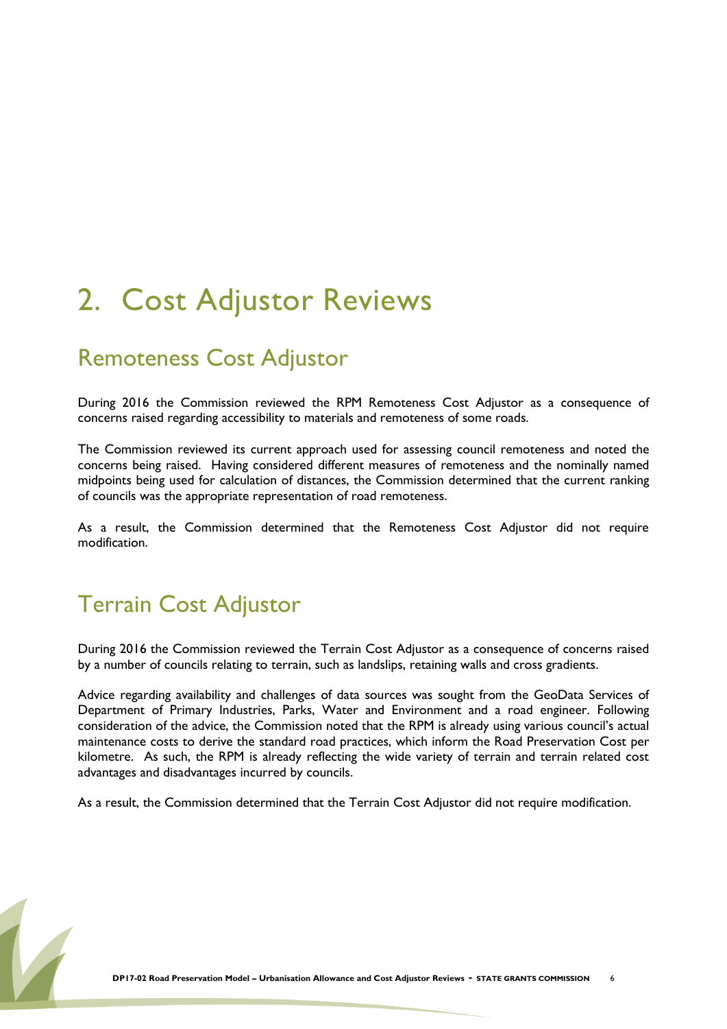# 2. Cost Adjustor Reviews

## Remoteness Cost Adjustor

During 2016 the Commission reviewed the RPM Remoteness Cost Adjustor as a consequence of concerns raised regarding accessibility to materials and remoteness of some roads.

The Commission reviewed its current approach used for assessing council remoteness and noted the concerns being raised. Having considered different measures of remoteness and the nominally named midpoints being used for calculation of distances, the Commission determined that the current ranking of councils was the appropriate representation of road remoteness.

As a result, the Commission determined that the Remoteness Cost Adjustor did not require modification.

## Terrain Cost Adjustor

During 2016 the Commission reviewed the Terrain Cost Adjustor as a consequence of concerns raised by a number of councils relating to terrain, such as landslips, retaining walls and cross gradients.

Advice regarding availability and challenges of data sources was sought from the GeoData Services of Department of Primary Industries, Parks, Water and Environment and a road engineer. Following consideration of the advice, the Commission noted that the RPM is already using various council's actual maintenance costs to derive the standard road practices, which inform the Road Preservation Cost per kilometre. As such, the RPM is already reflecting the wide variety of terrain and terrain related cost advantages and disadvantages incurred by councils.

As a result, the Commission determined that the Terrain Cost Adjustor did not require modification.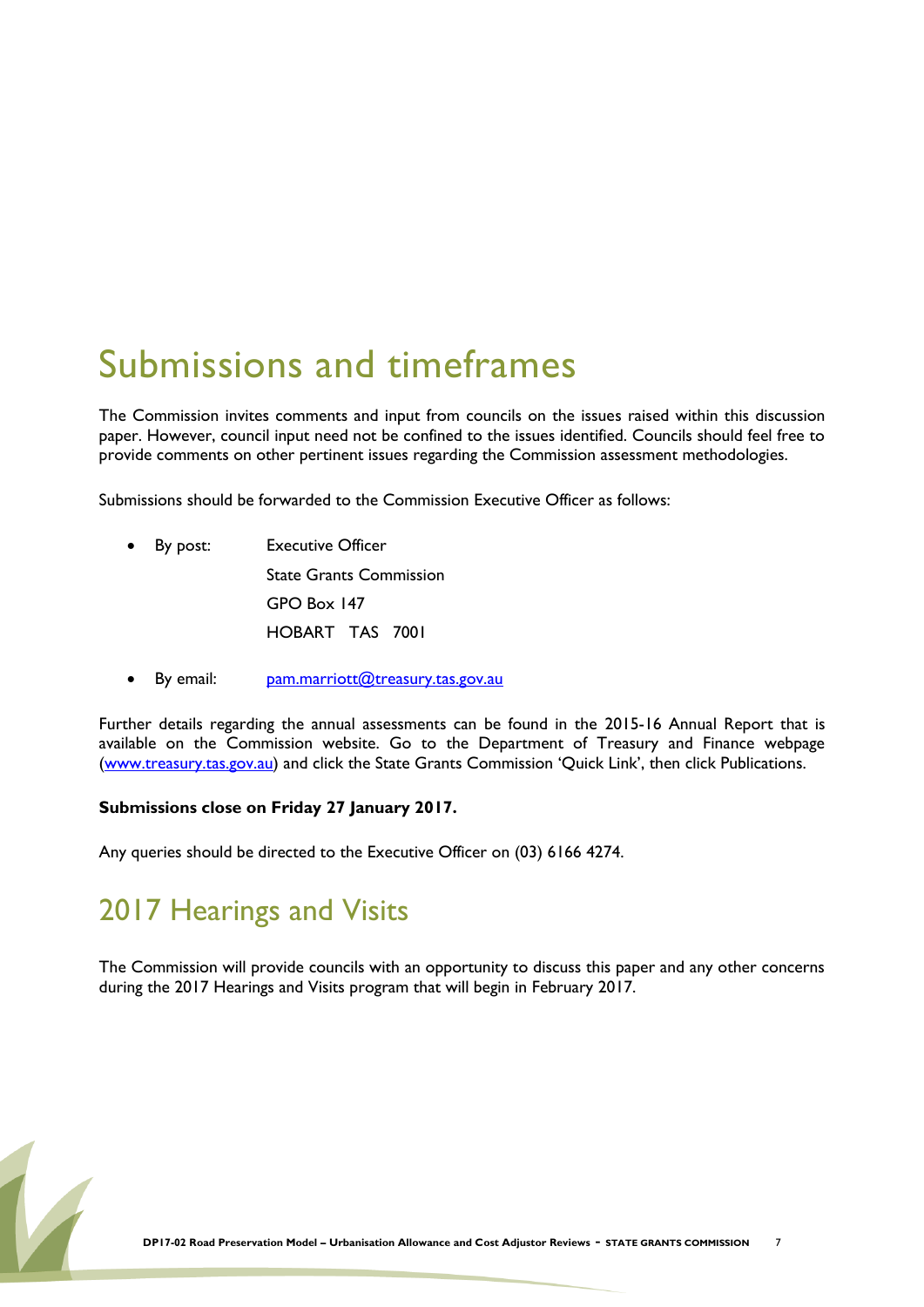# Submissions and timeframes

The Commission invites comments and input from councils on the issues raised within this discussion paper. However, council input need not be confined to the issues identified. Councils should feel free to provide comments on other pertinent issues regarding the Commission assessment methodologies.

Submissions should be forwarded to the Commission Executive Officer as follows:

- By post: Executive Officer
  State Grants Commission
  GPO Box 147
  HOBART TAS 7001

- By email: pam.marriott@treasury.tas.gov.au

Further details regarding the annual assessments can be found in the 2015-16 Annual Report that is available on the Commission website. Go to the Department of Treasury and Finance webpage (www.treasury.tas.gov.au) and click the State Grants Commission 'Quick Link', then click Publications.

**Submissions close on Friday 27 January 2017.**

Any queries should be directed to the Executive Officer on (03) 6166 4274.

## 2017 Hearings and Visits

The Commission will provide councils with an opportunity to discuss this paper and any other concerns during the 2017 Hearings and Visits program that will begin in February 2017.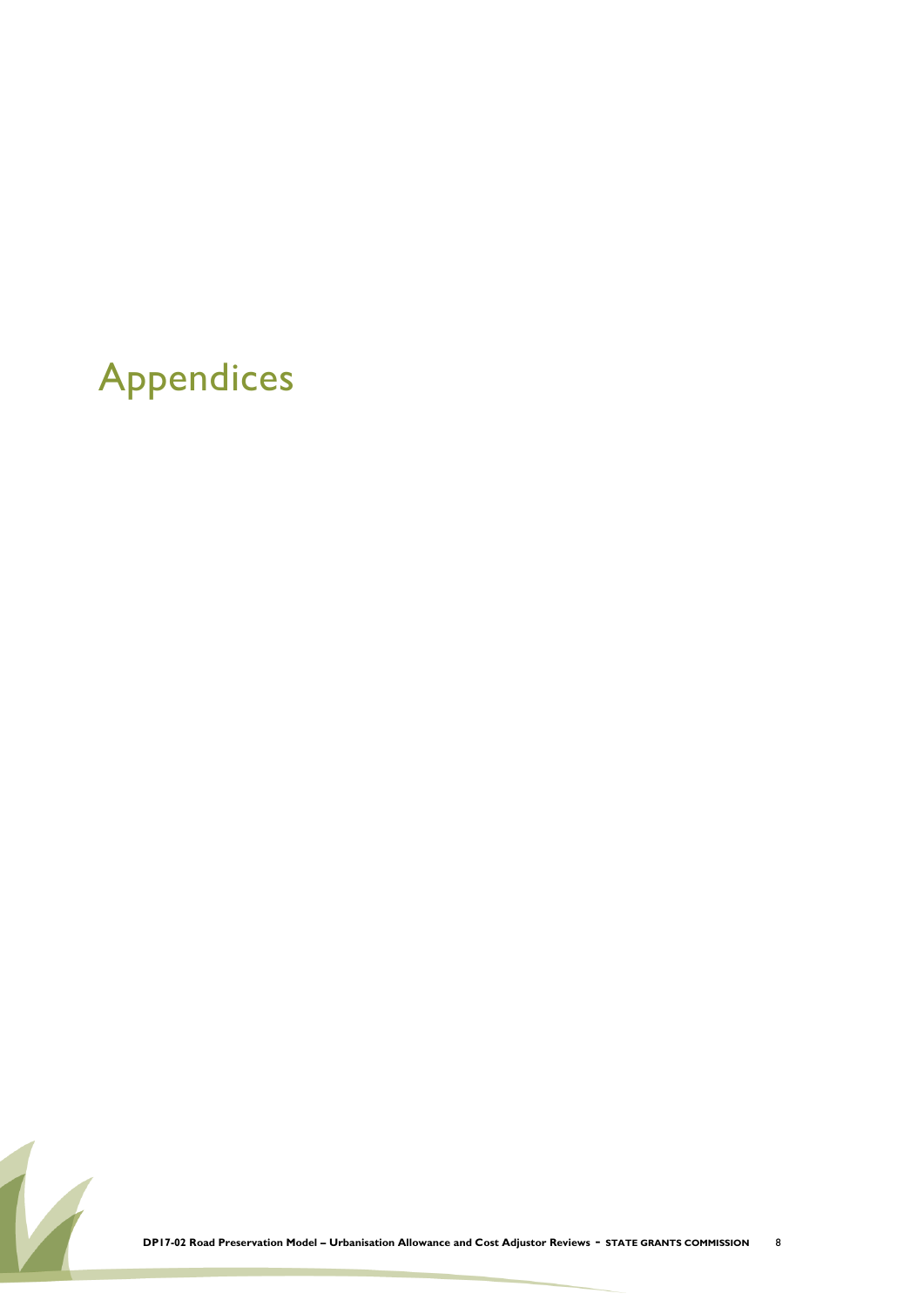# Appendices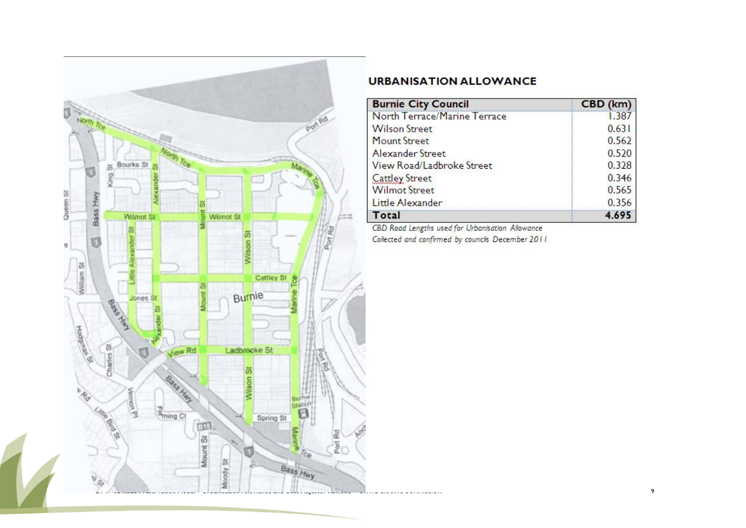## URBANISATION ALLOWANCE

| Burnie City Council | CBD (km) |
|---|---|
| North Terrace/Marine Terrace | 1.387 |
| Wilson Street | 0.631 |
| Mount Street | 0.562 |
| Alexander Street | 0.520 |
| View Road/Ladbroke Street | 0.328 |
| Cattley Street | 0.346 |
| Wilmot Street | 0.565 |
| Little Alexander | 0.356 |
| **Total** | **4.695** |

*CBD Road Lengths used for Urbanisation Allowance*
*Collected and confirmed by councils December 2011*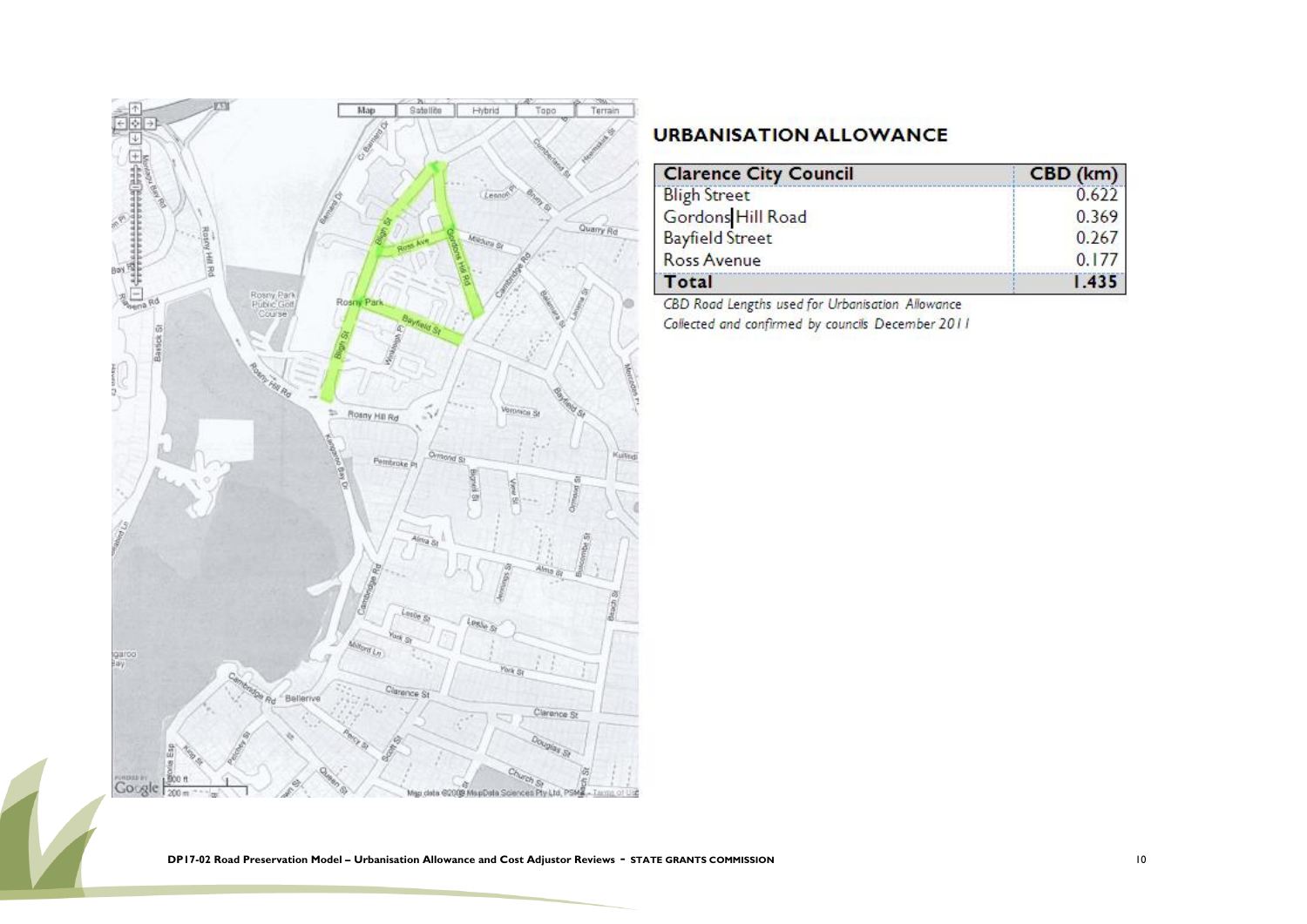## URBANISATION ALLOWANCE

| Clarence City Council | CBD (km) |
|---|---|
| Bligh Street | 0.622 |
| Gordons Hill Road | 0.369 |
| Bayfield Street | 0.267 |
| Ross Avenue | 0.177 |
| **Total** | **1.435** |

*CBD Road Lengths used for Urbanisation Allowance*
*Collected and confirmed by councils December 2011*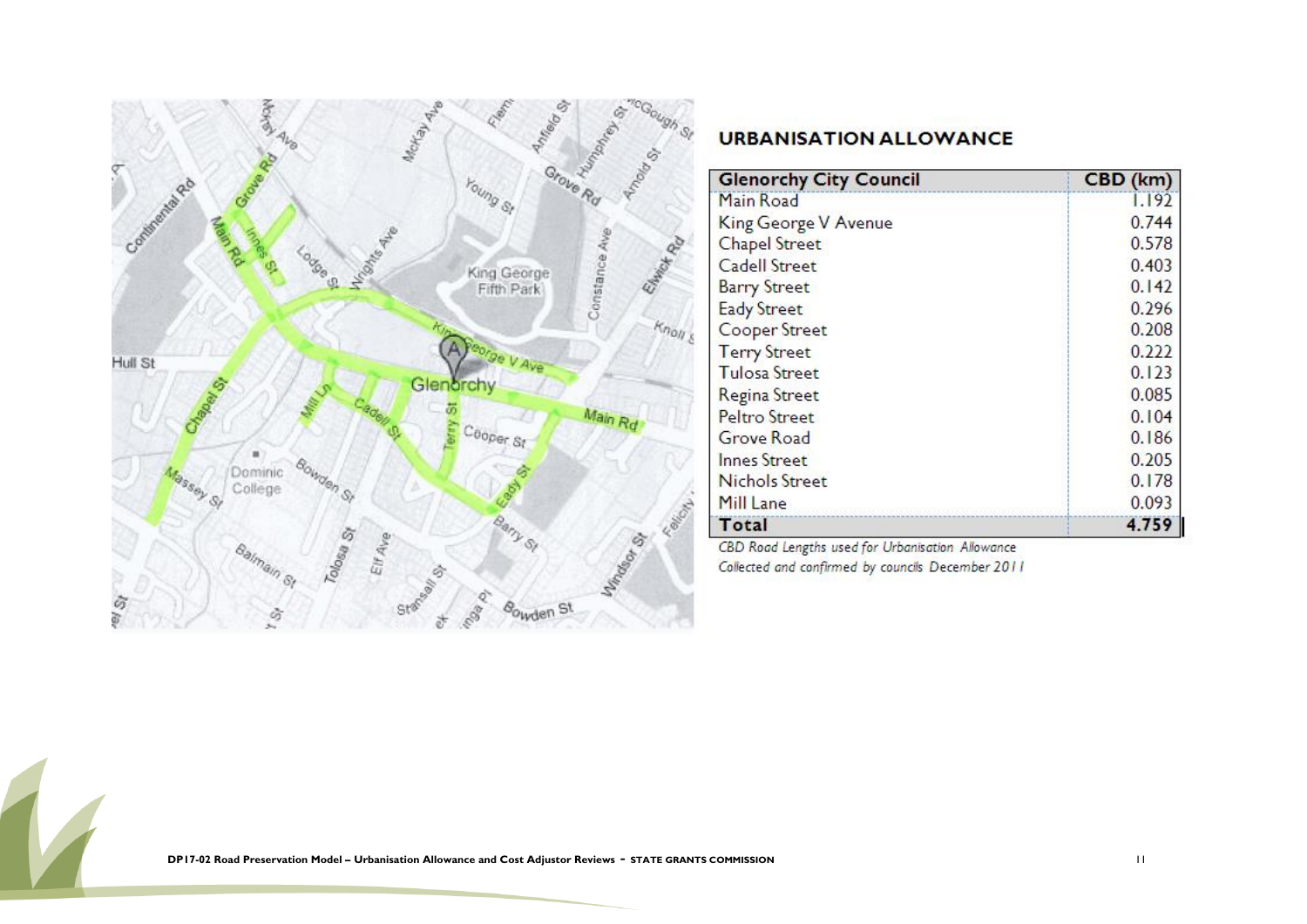## URBANISATION ALLOWANCE

| Glenorchy City Council | CBD (km) |
|---|---|
| Main Road | 1.192 |
| King George V Avenue | 0.744 |
| Chapel Street | 0.578 |
| Cadell Street | 0.403 |
| Barry Street | 0.142 |
| Eady Street | 0.296 |
| Cooper Street | 0.208 |
| Terry Street | 0.222 |
| Tulosa Street | 0.123 |
| Regina Street | 0.085 |
| Peltro Street | 0.104 |
| Grove Road | 0.186 |
| Innes Street | 0.205 |
| Nichols Street | 0.178 |
| Mill Lane | 0.093 |
| **Total** | **4.759** |

*CBD Road Lengths used for Urbanisation Allowance*

*Collected and confirmed by councils December 2011*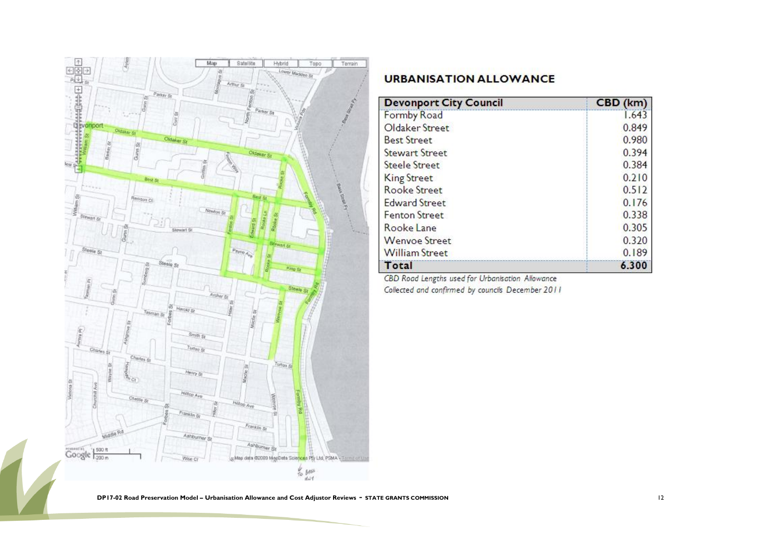## URBANISATION ALLOWANCE

| Devonport City Council | CBD (km) |
|---|---|
| Formby Road | 1.643 |
| Oldaker Street | 0.849 |
| Best Street | 0.980 |
| Stewart Street | 0.394 |
| Steele Street | 0.384 |
| King Street | 0.210 |
| Rooke Street | 0.512 |
| Edward Street | 0.176 |
| Fenton Street | 0.338 |
| Rooke Lane | 0.305 |
| Wenvoe Street | 0.320 |
| William Street | 0.189 |
| **Total** | **6.300** |

*CBD Road Lengths used for Urbanisation Allowance*
*Collected and confirmed by councils December 2011*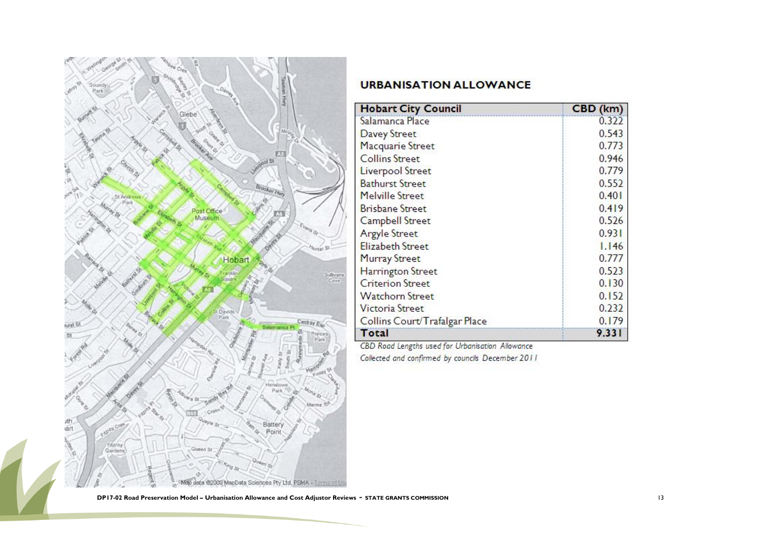## URBANISATION ALLOWANCE

| Hobart City Council | CBD (km) |
|---|---|
| Salamanca Place | 0.322 |
| Davey Street | 0.543 |
| Macquarie Street | 0.773 |
| Collins Street | 0.946 |
| Liverpool Street | 0.779 |
| Bathurst Street | 0.552 |
| Melville Street | 0.401 |
| Brisbane Street | 0.419 |
| Campbell Street | 0.526 |
| Argyle Street | 0.931 |
| Elizabeth Street | 1.146 |
| Murray Street | 0.777 |
| Harrington Street | 0.523 |
| Criterion Street | 0.130 |
| Watchorn Street | 0.152 |
| Victoria Street | 0.232 |
| Collins Court/Trafalgar Place | 0.179 |
| **Total** | **9.331** |

*CBD Road Lengths used for Urbanisation Allowance*
*Collected and confirmed by councils December 2011*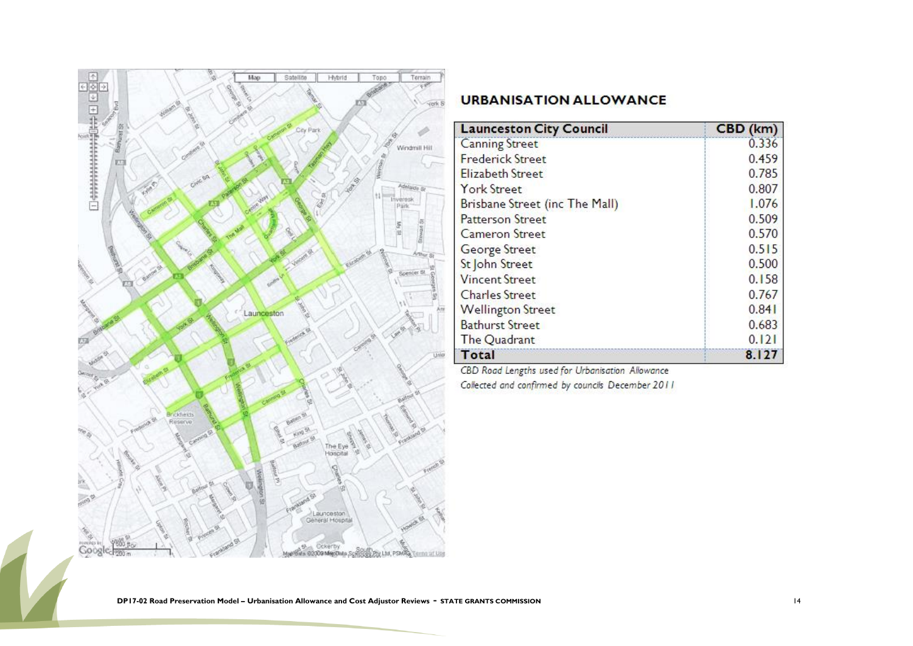## URBANISATION ALLOWANCE

| Launceston City Council | CBD (km) |
|---|---|
| Canning Street | 0.336 |
| Frederick Street | 0.459 |
| Elizabeth Street | 0.785 |
| York Street | 0.807 |
| Brisbane Street (inc The Mall) | 1.076 |
| Patterson Street | 0.509 |
| Cameron Street | 0.570 |
| George Street | 0.515 |
| St John Street | 0.500 |
| Vincent Street | 0.158 |
| Charles Street | 0.767 |
| Wellington Street | 0.841 |
| Bathurst Street | 0.683 |
| The Quadrant | 0.121 |
| **Total** | **8.127** |

*CBD Road Lengths used for Urbanisation Allowance*

*Collected and confirmed by councils December 2011*